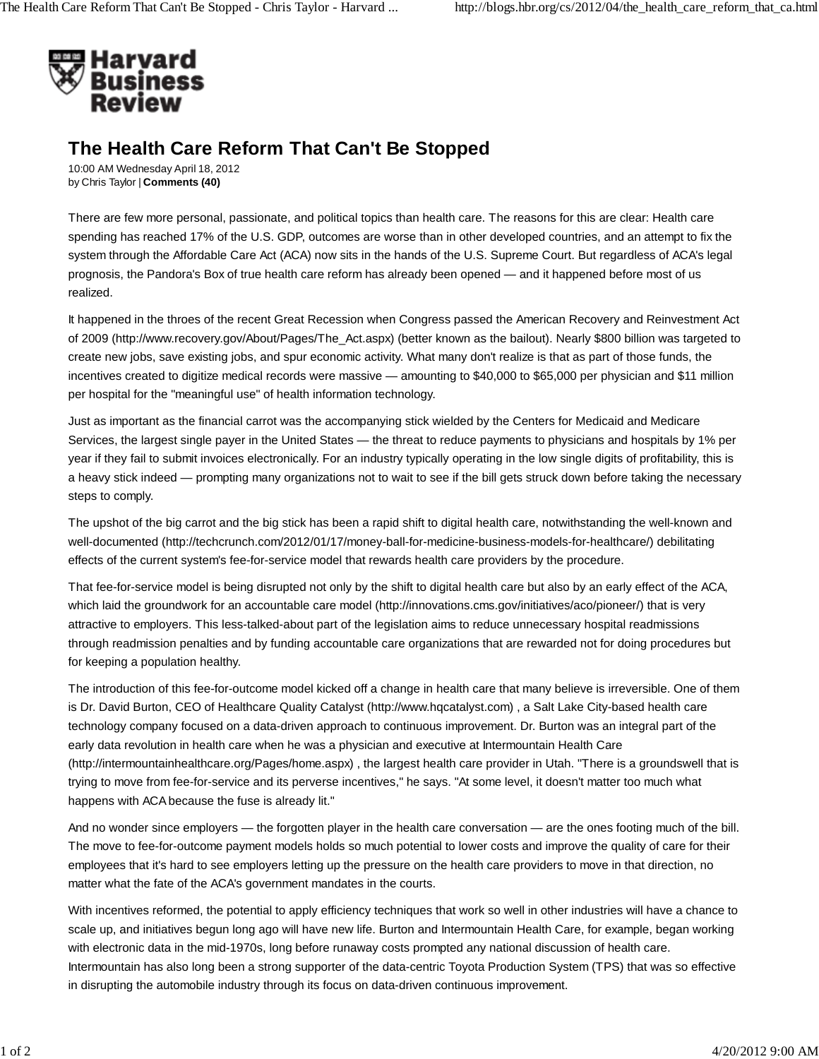# The Health Care Reform That Can't Be Stopped

10:00 AM Wednesday April 18, 2012
by Chris Taylor | **Comments (40)**

There are few more personal, passionate, and political topics than health care. The reasons for this are clear: Health care spending has reached 17% of the U.S. GDP, outcomes are worse than in other developed countries, and an attempt to fix the system through the Affordable Care Act (ACA) now sits in the hands of the U.S. Supreme Court. But regardless of ACA's legal prognosis, the Pandora's Box of true health care reform has already been opened — and it happened before most of us realized.

It happened in the throes of the recent Great Recession when Congress passed the American Recovery and Reinvestment Act of 2009 (http://www.recovery.gov/About/Pages/The_Act.aspx) (better known as the bailout). Nearly $800 billion was targeted to create new jobs, save existing jobs, and spur economic activity. What many don't realize is that as part of those funds, the incentives created to digitize medical records were massive — amounting to $40,000 to $65,000 per physician and $11 million per hospital for the "meaningful use" of health information technology.

Just as important as the financial carrot was the accompanying stick wielded by the Centers for Medicaid and Medicare Services, the largest single payer in the United States — the threat to reduce payments to physicians and hospitals by 1% per year if they fail to submit invoices electronically. For an industry typically operating in the low single digits of profitability, this is a heavy stick indeed — prompting many organizations not to wait to see if the bill gets struck down before taking the necessary steps to comply.

The upshot of the big carrot and the big stick has been a rapid shift to digital health care, notwithstanding the well-known and well-documented (http://techcrunch.com/2012/01/17/money-ball-for-medicine-business-models-for-healthcare/) debilitating effects of the current system's fee-for-service model that rewards health care providers by the procedure.

That fee-for-service model is being disrupted not only by the shift to digital health care but also by an early effect of the ACA, which laid the groundwork for an accountable care model (http://innovations.cms.gov/initiatives/aco/pioneer/) that is very attractive to employers. This less-talked-about part of the legislation aims to reduce unnecessary hospital readmissions through readmission penalties and by funding accountable care organizations that are rewarded not for doing procedures but for keeping a population healthy.

The introduction of this fee-for-outcome model kicked off a change in health care that many believe is irreversible. One of them is Dr. David Burton, CEO of Healthcare Quality Catalyst (http://www.hqcatalyst.com) , a Salt Lake City-based health care technology company focused on a data-driven approach to continuous improvement. Dr. Burton was an integral part of the early data revolution in health care when he was a physician and executive at Intermountain Health Care (http://intermountainhealthcare.org/Pages/home.aspx) , the largest health care provider in Utah. "There is a groundswell that is trying to move from fee-for-service and its perverse incentives," he says. "At some level, it doesn't matter too much what happens with ACA because the fuse is already lit."

And no wonder since employers — the forgotten player in the health care conversation — are the ones footing much of the bill. The move to fee-for-outcome payment models holds so much potential to lower costs and improve the quality of care for their employees that it's hard to see employers letting up the pressure on the health care providers to move in that direction, no matter what the fate of the ACA's government mandates in the courts.

With incentives reformed, the potential to apply efficiency techniques that work so well in other industries will have a chance to scale up, and initiatives begun long ago will have new life. Burton and Intermountain Health Care, for example, began working with electronic data in the mid-1970s, long before runaway costs prompted any national discussion of health care. Intermountain has also long been a strong supporter of the data-centric Toyota Production System (TPS) that was so effective in disrupting the automobile industry through its focus on data-driven continuous improvement.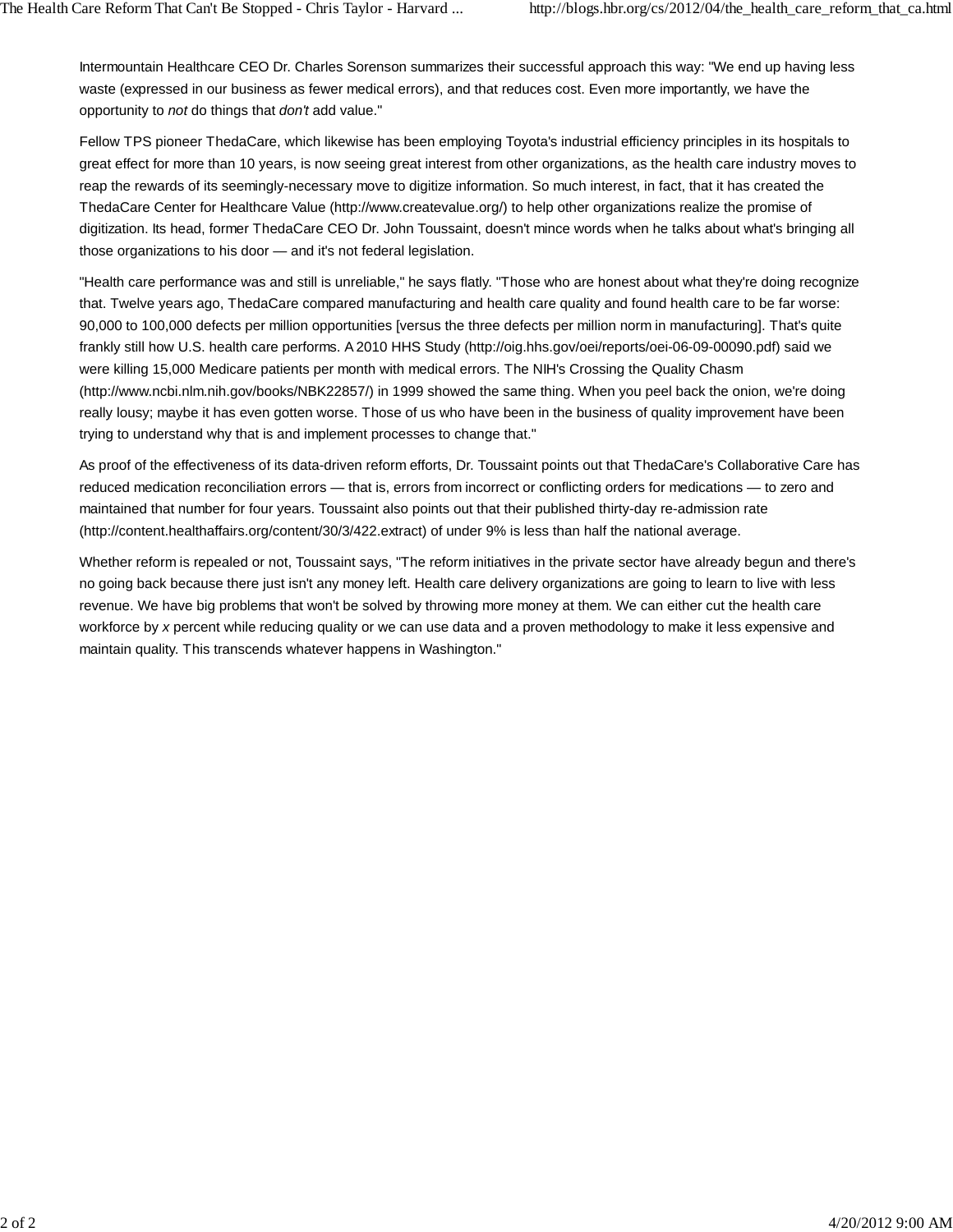Intermountain Healthcare CEO Dr. Charles Sorenson summarizes their successful approach this way: "We end up having less waste (expressed in our business as fewer medical errors), and that reduces cost. Even more importantly, we have the opportunity to *not* do things that *don't* add value."

Fellow TPS pioneer ThedaCare, which likewise has been employing Toyota's industrial efficiency principles in its hospitals to great effect for more than 10 years, is now seeing great interest from other organizations, as the health care industry moves to reap the rewards of its seemingly-necessary move to digitize information. So much interest, in fact, that it has created the ThedaCare Center for Healthcare Value (http://www.createvalue.org/) to help other organizations realize the promise of digitization. Its head, former ThedaCare CEO Dr. John Toussaint, doesn't mince words when he talks about what's bringing all those organizations to his door — and it's not federal legislation.

"Health care performance was and still is unreliable," he says flatly. "Those who are honest about what they're doing recognize that. Twelve years ago, ThedaCare compared manufacturing and health care quality and found health care to be far worse: 90,000 to 100,000 defects per million opportunities [versus the three defects per million norm in manufacturing]. That's quite frankly still how U.S. health care performs. A 2010 HHS Study (http://oig.hhs.gov/oei/reports/oei-06-09-00090.pdf) said we were killing 15,000 Medicare patients per month with medical errors. The NIH's Crossing the Quality Chasm (http://www.ncbi.nlm.nih.gov/books/NBK22857/) in 1999 showed the same thing. When you peel back the onion, we're doing really lousy; maybe it has even gotten worse. Those of us who have been in the business of quality improvement have been trying to understand why that is and implement processes to change that."

As proof of the effectiveness of its data-driven reform efforts, Dr. Toussaint points out that ThedaCare's Collaborative Care has reduced medication reconciliation errors — that is, errors from incorrect or conflicting orders for medications — to zero and maintained that number for four years. Toussaint also points out that their published thirty-day re-admission rate (http://content.healthaffairs.org/content/30/3/422.extract) of under 9% is less than half the national average.

Whether reform is repealed or not, Toussaint says, "The reform initiatives in the private sector have already begun and there's no going back because there just isn't any money left. Health care delivery organizations are going to learn to live with less revenue. We have big problems that won't be solved by throwing more money at them. We can either cut the health care workforce by *x* percent while reducing quality or we can use data and a proven methodology to make it less expensive and maintain quality. This transcends whatever happens in Washington."